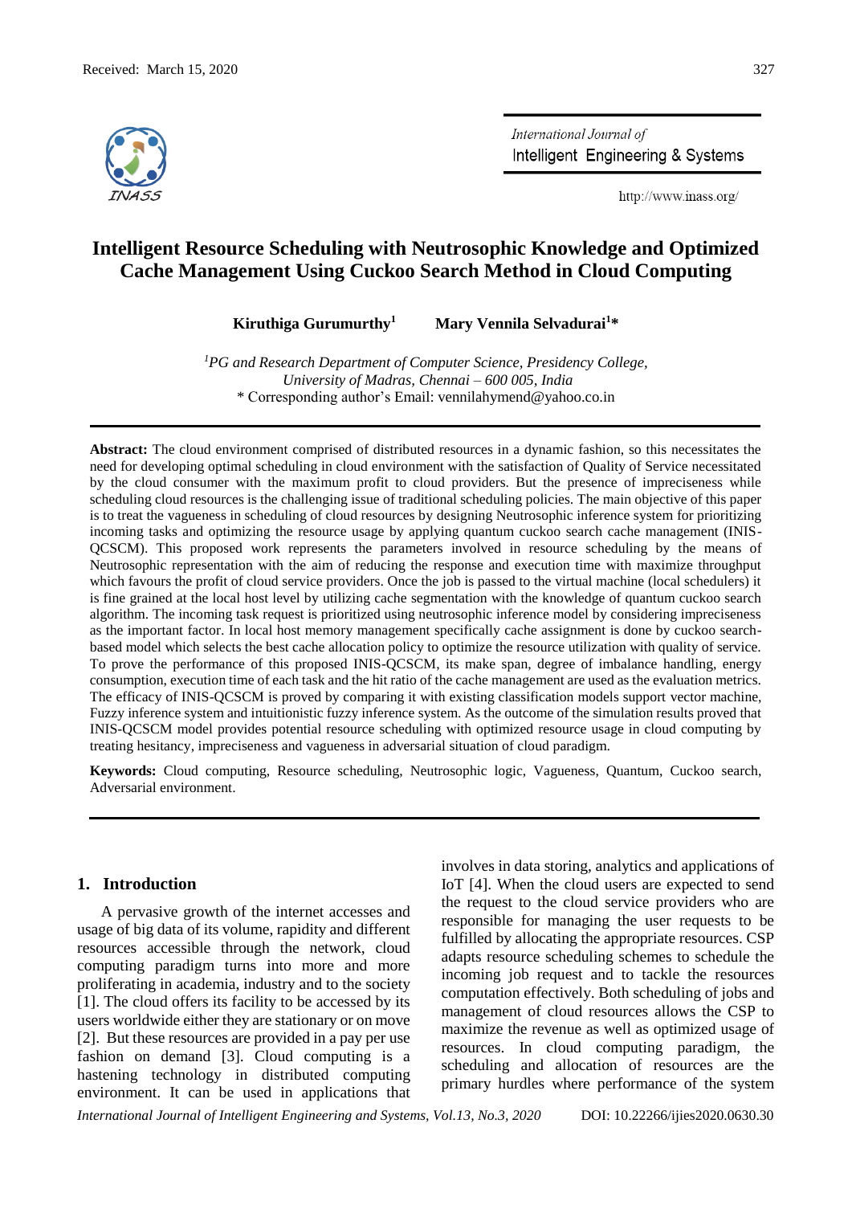Received: March 15, 2020

# Intelligent Resource Scheduling with Neutrosophic Knowledge and Optimized Cache Management Using Cuckoo Search Method in Cloud Computing

**Kiruthiga Gurumurthy[1]** **Mary Vennila Selvadurai[1]***

[1]*PG and Research Department of Computer Science, Presidency College, University of Madras, Chennai – 600 005, India*
\* Corresponding author's Email: vennilahymend@yahoo.co.in

**Abstract:** The cloud environment comprised of distributed resources in a dynamic fashion, so this necessitates the need for developing optimal scheduling in cloud environment with the satisfaction of Quality of Service necessitated by the cloud consumer with the maximum profit to cloud providers. But the presence of impreciseness while scheduling cloud resources is the challenging issue of traditional scheduling policies. The main objective of this paper is to treat the vagueness in scheduling of cloud resources by designing Neutrosophic inference system for prioritizing incoming tasks and optimizing the resource usage by applying quantum cuckoo search cache management (INIS-QCSCM). This proposed work represents the parameters involved in resource scheduling by the means of Neutrosophic representation with the aim of reducing the response and execution time with maximize throughput which favours the profit of cloud service providers. Once the job is passed to the virtual machine (local schedulers) it is fine grained at the local host level by utilizing cache segmentation with the knowledge of quantum cuckoo search algorithm. The incoming task request is prioritized using neutrosophic inference model by considering impreciseness as the important factor. In local host memory management specifically cache assignment is done by cuckoo search-based model which selects the best cache allocation policy to optimize the resource utilization with quality of service. To prove the performance of this proposed INIS-QCSCM, its make span, degree of imbalance handling, energy consumption, execution time of each task and the hit ratio of the cache management are used as the evaluation metrics. The efficacy of INIS-QCSCM is proved by comparing it with existing classification models support vector machine, Fuzzy inference system and intuitionistic fuzzy inference system. As the outcome of the simulation results proved that INIS-QCSCM model provides potential resource scheduling with optimized resource usage in cloud computing by treating hesitancy, impreciseness and vagueness in adversarial situation of cloud paradigm.

**Keywords:** Cloud computing, Resource scheduling, Neutrosophic logic, Vagueness, Quantum, Cuckoo search, Adversarial environment.

## 1. Introduction

A pervasive growth of the internet accesses and usage of big data of its volume, rapidity and different resources accessible through the network, cloud computing paradigm turns into more and more proliferating in academia, industry and to the society [1]. The cloud offers its facility to be accessed by its users worldwide either they are stationary or on move [2]. But these resources are provided in a pay per use fashion on demand [3]. Cloud computing is a hastening technology in distributed computing environment. It can be used in applications that involves in data storing, analytics and applications of IoT [4]. When the cloud users are expected to send the request to the cloud service providers who are responsible for managing the user requests to be fulfilled by allocating the appropriate resources. CSP adapts resource scheduling schemes to schedule the incoming job request and to tackle the resources computation effectively. Both scheduling of jobs and management of cloud resources allows the CSP to maximize the revenue as well as optimized usage of resources. In cloud computing paradigm, the scheduling and allocation of resources are the primary hurdles where performance of the system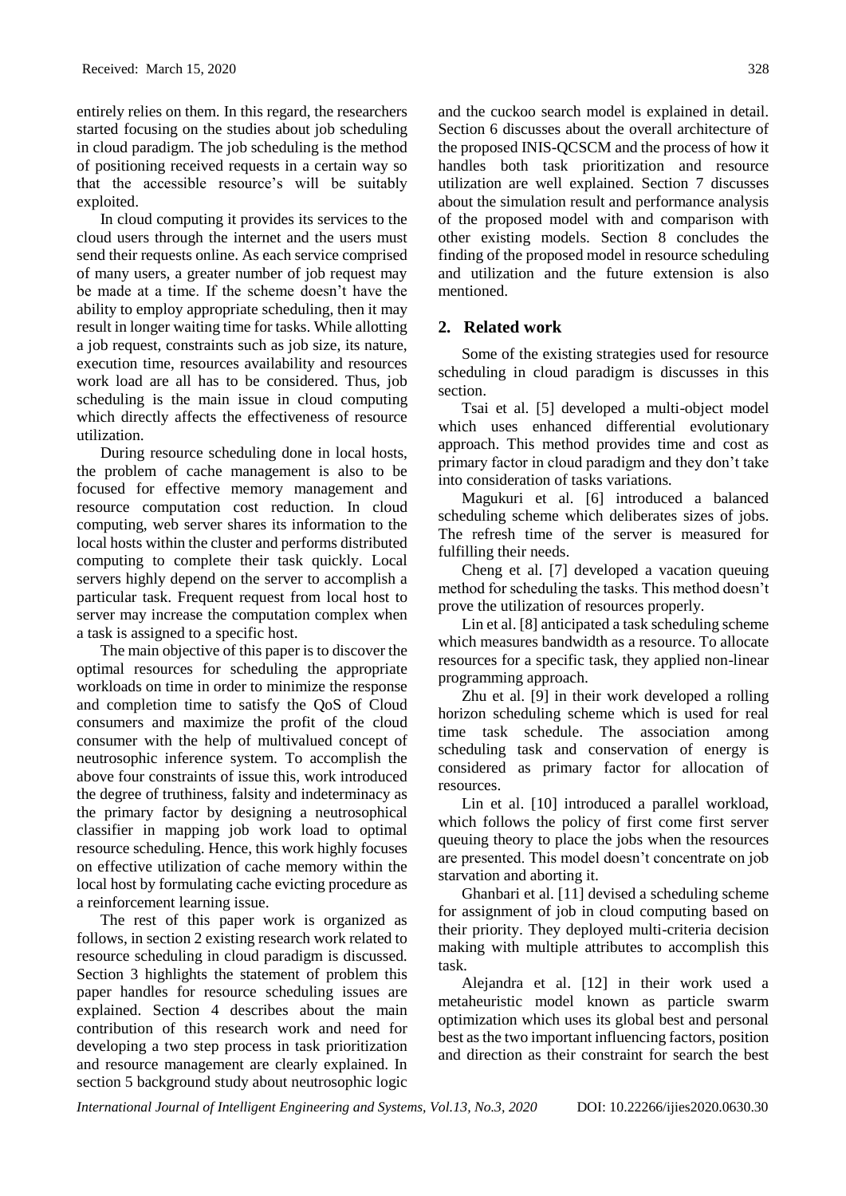entirely relies on them. In this regard, the researchers started focusing on the studies about job scheduling in cloud paradigm. The job scheduling is the method of positioning received requests in a certain way so that the accessible resource's will be suitably exploited.

In cloud computing it provides its services to the cloud users through the internet and the users must send their requests online. As each service comprised of many users, a greater number of job request may be made at a time. If the scheme doesn't have the ability to employ appropriate scheduling, then it may result in longer waiting time for tasks. While allotting a job request, constraints such as job size, its nature, execution time, resources availability and resources work load are all has to be considered. Thus, job scheduling is the main issue in cloud computing which directly affects the effectiveness of resource utilization.

During resource scheduling done in local hosts, the problem of cache management is also to be focused for effective memory management and resource computation cost reduction. In cloud computing, web server shares its information to the local hosts within the cluster and performs distributed computing to complete their task quickly. Local servers highly depend on the server to accomplish a particular task. Frequent request from local host to server may increase the computation complex when a task is assigned to a specific host.

The main objective of this paper is to discover the optimal resources for scheduling the appropriate workloads on time in order to minimize the response and completion time to satisfy the QoS of Cloud consumers and maximize the profit of the cloud consumer with the help of multivalued concept of neutrosophic inference system. To accomplish the above four constraints of issue this, work introduced the degree of truthiness, falsity and indeterminacy as the primary factor by designing a neutrosophical classifier in mapping job work load to optimal resource scheduling. Hence, this work highly focuses on effective utilization of cache memory within the local host by formulating cache evicting procedure as a reinforcement learning issue.

The rest of this paper work is organized as follows, in section 2 existing research work related to resource scheduling in cloud paradigm is discussed. Section 3 highlights the statement of problem this paper handles for resource scheduling issues are explained. Section 4 describes about the main contribution of this research work and need for developing a two step process in task prioritization and resource management are clearly explained. In section 5 background study about neutrosophic logic and the cuckoo search model is explained in detail. Section 6 discusses about the overall architecture of the proposed INIS-QCSCM and the process of how it handles both task prioritization and resource utilization are well explained. Section 7 discusses about the simulation result and performance analysis of the proposed model with and comparison with other existing models. Section 8 concludes the finding of the proposed model in resource scheduling and utilization and the future extension is also mentioned.

## 2. Related work

Some of the existing strategies used for resource scheduling in cloud paradigm is discusses in this section.

Tsai et al. [5] developed a multi-object model which uses enhanced differential evolutionary approach. This method provides time and cost as primary factor in cloud paradigm and they don't take into consideration of tasks variations.

Magukuri et al. [6] introduced a balanced scheduling scheme which deliberates sizes of jobs. The refresh time of the server is measured for fulfilling their needs.

Cheng et al. [7] developed a vacation queuing method for scheduling the tasks. This method doesn't prove the utilization of resources properly.

Lin et al. [8] anticipated a task scheduling scheme which measures bandwidth as a resource. To allocate resources for a specific task, they applied non-linear programming approach.

Zhu et al. [9] in their work developed a rolling horizon scheduling scheme which is used for real time task schedule. The association among scheduling task and conservation of energy is considered as primary factor for allocation of resources.

Lin et al. [10] introduced a parallel workload, which follows the policy of first come first server queuing theory to place the jobs when the resources are presented. This model doesn't concentrate on job starvation and aborting it.

Ghanbari et al. [11] devised a scheduling scheme for assignment of job in cloud computing based on their priority. They deployed multi-criteria decision making with multiple attributes to accomplish this task.

Alejandra et al. [12] in their work used a metaheuristic model known as particle swarm optimization which uses its global best and personal best as the two important influencing factors, position and direction as their constraint for search the best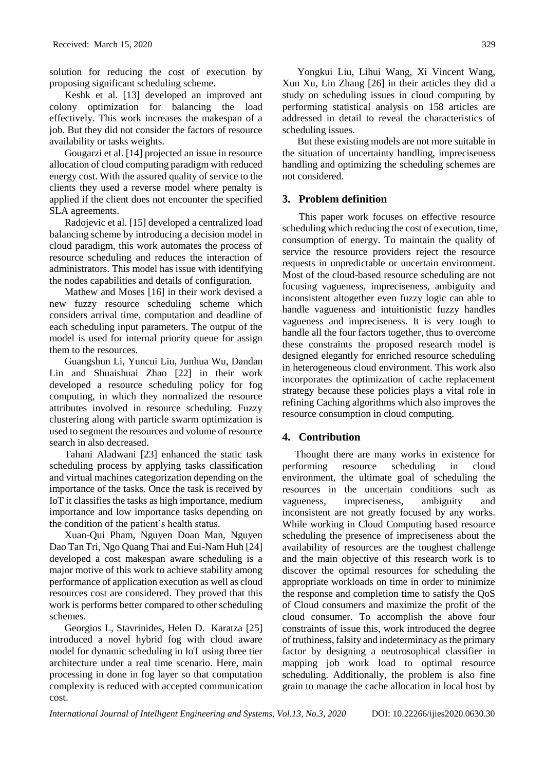solution for reducing the cost of execution by proposing significant scheduling scheme.

Keshk et al. [13] developed an improved ant colony optimization for balancing the load effectively. This work increases the makespan of a job. But they did not consider the factors of resource availability or tasks weights.

Gougarzi et al. [14] projected an issue in resource allocation of cloud computing paradigm with reduced energy cost. With the assured quality of service to the clients they used a reverse model where penalty is applied if the client does not encounter the specified SLA agreements.

Radojevic et al. [15] developed a centralized load balancing scheme by introducing a decision model in cloud paradigm, this work automates the process of resource scheduling and reduces the interaction of administrators. This model has issue with identifying the nodes capabilities and details of configuration.

Mathew and Moses [16] in their work devised a new fuzzy resource scheduling scheme which considers arrival time, computation and deadline of each scheduling input parameters. The output of the model is used for internal priority queue for assign them to the resources.

Guangshun Li, Yuncui Liu, Junhua Wu, Dandan Lin and Shuaishuai Zhao [22] in their work developed a resource scheduling policy for fog computing, in which they normalized the resource attributes involved in resource scheduling. Fuzzy clustering along with particle swarm optimization is used to segment the resources and volume of resource search in also decreased.

Tahani Aladwani [23] enhanced the static task scheduling process by applying tasks classification and virtual machines categorization depending on the importance of the tasks. Once the task is received by IoT it classifies the tasks as high importance, medium importance and low importance tasks depending on the condition of the patient's health status.

Xuan-Qui Pham, Nguyen Doan Man, Nguyen Dao Tan Tri, Ngo Quang Thai and Eui-Nam Huh [24] developed a cost makespan aware scheduling is a major motive of this work to achieve stability among performance of application execution as well as cloud resources cost are considered. They proved that this work is performs better compared to other scheduling schemes.

Georgios L, Stavrinides, Helen D. Karatza [25] introduced a novel hybrid fog with cloud aware model for dynamic scheduling in IoT using three tier architecture under a real time scenario. Here, main processing in done in fog layer so that computation complexity is reduced with accepted communication cost.

Yongkui Liu, Lihui Wang, Xi Vincent Wang, Xun Xu, Lin Zhang [26] in their articles they did a study on scheduling issues in cloud computing by performing statistical analysis on 158 articles are addressed in detail to reveal the characteristics of scheduling issues.

But these existing models are not more suitable in the situation of uncertainty handling, impreciseness handling and optimizing the scheduling schemes are not considered.

## 3. Problem definition

This paper work focuses on effective resource scheduling which reducing the cost of execution, time, consumption of energy. To maintain the quality of service the resource providers reject the resource requests in unpredictable or uncertain environment. Most of the cloud-based resource scheduling are not focusing vagueness, impreciseness, ambiguity and inconsistent altogether even fuzzy logic can able to handle vagueness and intuitionistic fuzzy handles vagueness and impreciseness. It is very tough to handle all the four factors together, thus to overcome these constraints the proposed research model is designed elegantly for enriched resource scheduling in heterogeneous cloud environment. This work also incorporates the optimization of cache replacement strategy because these policies plays a vital role in refining Caching algorithms which also improves the resource consumption in cloud computing.

## 4. Contribution

Thought there are many works in existence for performing resource scheduling in cloud environment, the ultimate goal of scheduling the resources in the uncertain conditions such as vagueness, impreciseness, ambiguity and inconsistent are not greatly focused by any works. While working in Cloud Computing based resource scheduling the presence of impreciseness about the availability of resources are the toughest challenge and the main objective of this research work is to discover the optimal resources for scheduling the appropriate workloads on time in order to minimize the response and completion time to satisfy the QoS of Cloud consumers and maximize the profit of the cloud consumer. To accomplish the above four constraints of issue this, work introduced the degree of truthiness, falsity and indeterminacy as the primary factor by designing a neutrosophical classifier in mapping job work load to optimal resource scheduling. Additionally, the problem is also fine grain to manage the cache allocation in local host by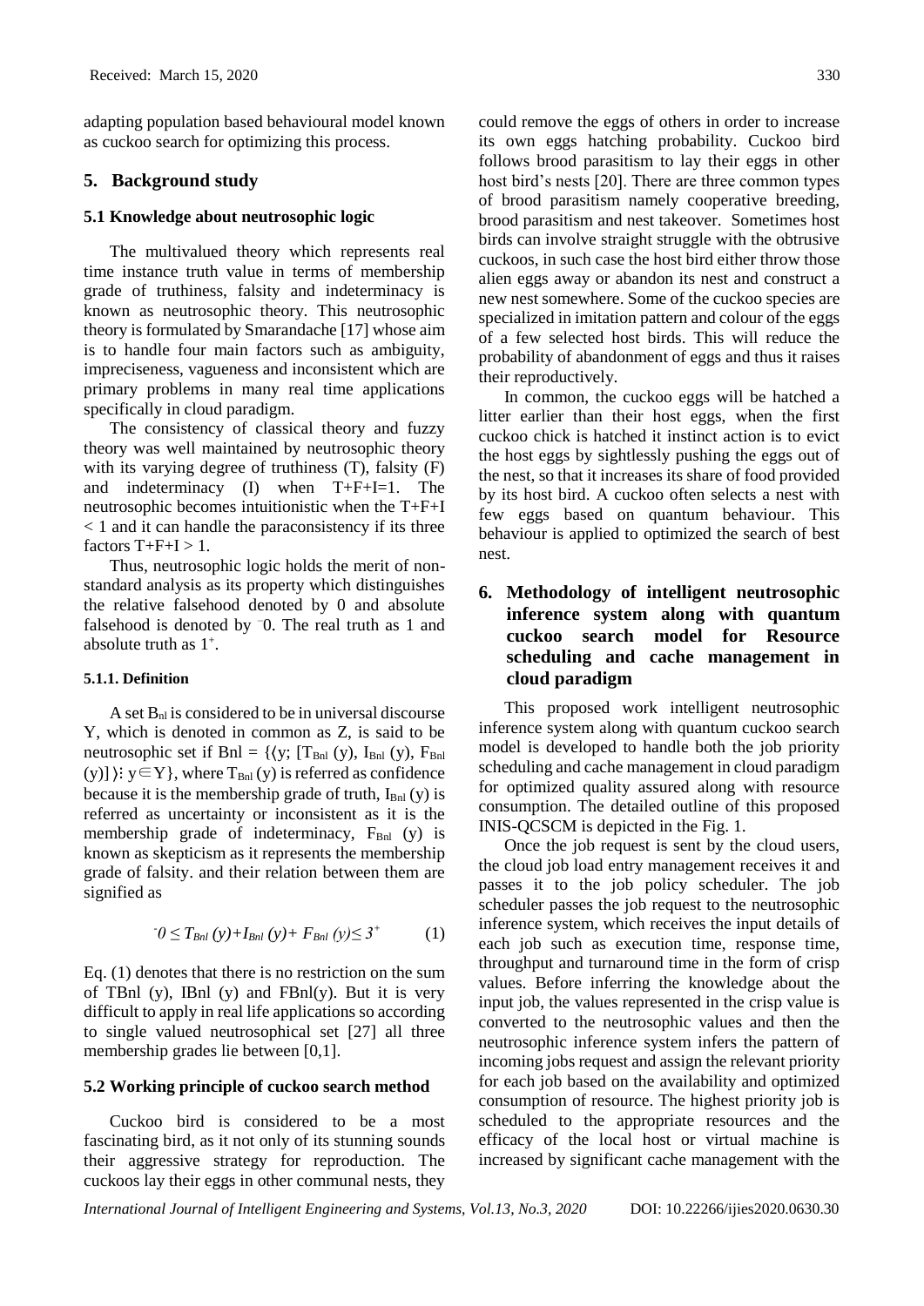adapting population based behavioural model known as cuckoo search for optimizing this process.

## 5. Background study

### 5.1 Knowledge about neutrosophic logic

The multivalued theory which represents real time instance truth value in terms of membership grade of truthiness, falsity and indeterminacy is known as neutrosophic theory. This neutrosophic theory is formulated by Smarandache [17] whose aim is to handle four main factors such as ambiguity, impreciseness, vagueness and inconsistent which are primary problems in many real time applications specifically in cloud paradigm.

The consistency of classical theory and fuzzy theory was well maintained by neutrosophic theory with its varying degree of truthiness (T), falsity (F) and indeterminacy (I) when T+F+I=1. The neutrosophic becomes intuitionistic when the T+F+I < 1 and it can handle the paraconsistency if its three factors T+F+I > 1.

Thus, neutrosophic logic holds the merit of non-standard analysis as its property which distinguishes the relative falsehood denoted by 0 and absolute falsehood is denoted by $^{-}0$. The real truth as 1 and absolute truth as $1^{+}$.

#### 5.1.1. Definition

A set $B_{nl}$ is considered to be in universal discourse Y, which is denoted in common as Z, is said to be neutrosophic set if Bnl = {⟨y; [$T_{Bnl}$ (y), $I_{Bnl}$ (y), $F_{Bnl}$ (y)]⟩: y∈Y}, where $T_{Bnl}$ (y) is referred as confidence because it is the membership grade of truth, $I_{Bnl}$ (y) is referred as uncertainty or inconsistent as it is the membership grade of indeterminacy, $F_{Bnl}$ (y) is known as skepticism as it represents the membership grade of falsity. and their relation between them are signified as

$$^{-}0 \leq T_{Bnl}(y)+I_{Bnl}(y)+F_{Bnl}(y) \leq 3^{+} \tag{1}$$

Eq. (1) denotes that there is no restriction on the sum of TBnl (y), IBnl (y) and FBnl(y). But it is very difficult to apply in real life applications so according to single valued neutrosophical set [27] all three membership grades lie between [0,1].

### 5.2 Working principle of cuckoo search method

Cuckoo bird is considered to be a most fascinating bird, as it not only of its stunning sounds their aggressive strategy for reproduction. The cuckoos lay their eggs in other communal nests, they could remove the eggs of others in order to increase its own eggs hatching probability. Cuckoo bird follows brood parasitism to lay their eggs in other host bird's nests [20]. There are three common types of brood parasitism namely cooperative breeding, brood parasitism and nest takeover. Sometimes host birds can involve straight struggle with the obtrusive cuckoos, in such case the host bird either throw those alien eggs away or abandon its nest and construct a new nest somewhere. Some of the cuckoo species are specialized in imitation pattern and colour of the eggs of a few selected host birds. This will reduce the probability of abandonment of eggs and thus it raises their reproductively.

In common, the cuckoo eggs will be hatched a litter earlier than their host eggs, when the first cuckoo chick is hatched it instinct action is to evict the host eggs by sightlessly pushing the eggs out of the nest, so that it increases its share of food provided by its host bird. A cuckoo often selects a nest with few eggs based on quantum behaviour. This behaviour is applied to optimized the search of best nest.

## 6. Methodology of intelligent neutrosophic inference system along with quantum cuckoo search model for Resource scheduling and cache management in cloud paradigm

This proposed work intelligent neutrosophic inference system along with quantum cuckoo search model is developed to handle both the job priority scheduling and cache management in cloud paradigm for optimized quality assured along with resource consumption. The detailed outline of this proposed INIS-QCSCM is depicted in the Fig. 1.

Once the job request is sent by the cloud users, the cloud job load entry management receives it and passes it to the job policy scheduler. The job scheduler passes the job request to the neutrosophic inference system, which receives the input details of each job such as execution time, response time, throughput and turnaround time in the form of crisp values. Before inferring the knowledge about the input job, the values represented in the crisp value is converted to the neutrosophic values and then the neutrosophic inference system infers the pattern of incoming jobs request and assign the relevant priority for each job based on the availability and optimized consumption of resource. The highest priority job is scheduled to the appropriate resources and the efficacy of the local host or virtual machine is increased by significant cache management with the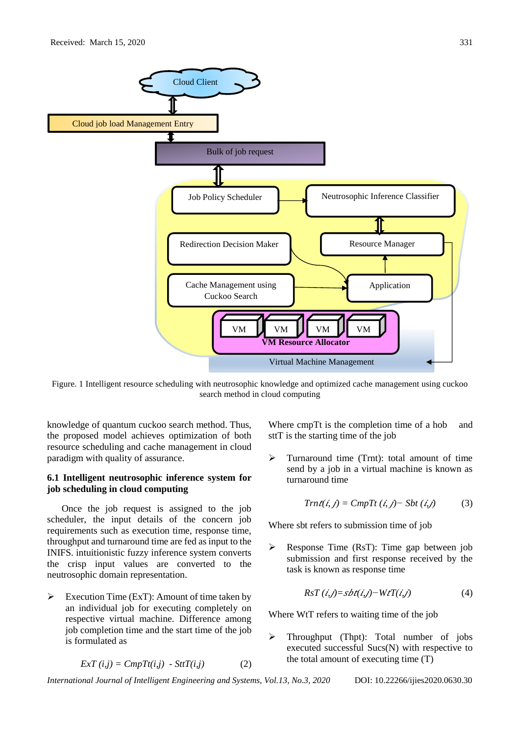Figure. 1 Intelligent resource scheduling with neutrosophic knowledge and optimized cache management using cuckoo search method in cloud computing

knowledge of quantum cuckoo search method. Thus, the proposed model achieves optimization of both resource scheduling and cache management in cloud paradigm with quality of assurance.

### 6.1 Intelligent neutrosophic inference system for job scheduling in cloud computing

Once the job request is assigned to the job scheduler, the input details of the concern job requirements such as execution time, response time, throughput and turnaround time are fed as input to the INIFS. intuitionistic fuzzy inference system converts the crisp input values are converted to the neutrosophic domain representation.

- Execution Time (ExT): Amount of time taken by an individual job for executing completely on respective virtual machine. Difference among job completion time and the start time of the job is formulated as

$$ExT\,(i,j) = CmpTt(i,j)\ - SttT(i,j) \tag{2}$$

Where cmpTt is the completion time of a hob and sttT is the starting time of the job

- Turnaround time (Trnt): total amount of time send by a job in a virtual machine is known as turnaround time

$$Trnt(i,j) = CmpTt\,(i,j) - Sbt\,(i,j) \tag{3}$$

Where sbt refers to submission time of job

- Response Time (RsT): Time gap between job submission and first response received by the task is known as response time

$$RsT\,(i,j) = sbt(i,j) - WtT(i,j) \tag{4}$$

Where WtT refers to waiting time of the job

- Throughput (Thpt): Total number of jobs executed successful Sucs(N) with respective to the total amount of executing time (T)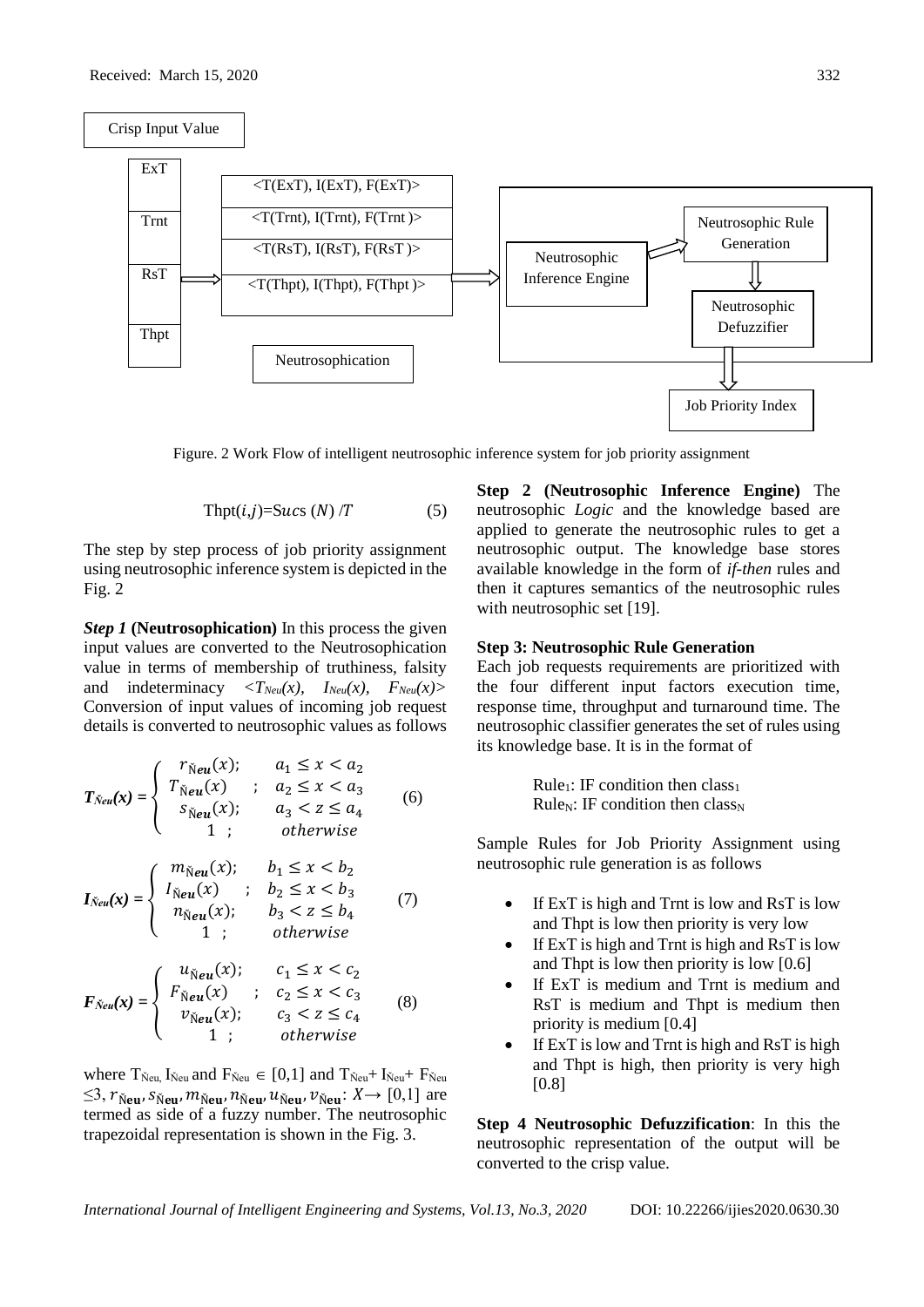Crisp Input Value

ExT | Trnt | RsT | Thpt → Neutrosophication: <T(ExT), I(ExT), F(ExT)>, <T(Trnt), I(Trnt), F(Trnt)>, <T(RsT), I(RsT), F(RsT)>, <T(Thpt), I(Thpt), F(Thpt)> → Neutrosophic Inference Engine → Neutrosophic Rule Generation → Neutrosophic Defuzzifier → Job Priority Index

Figure. 2 Work Flow of intelligent neutrosophic inference system for job priority assignment

$$\text{Thpt}(i,j)=\text{Sucs}\ (N)\ /T \tag{5}$$

The step by step process of job priority assignment using neutrosophic inference system is depicted in the Fig. 2

***Step 1*** **(Neutrosophication)** In this process the given input values are converted to the Neutrosophication value in terms of membership of truthiness, falsity and indeterminacy $<T_{Neu}(x),\ I_{Neu}(x),\ F_{Neu}(x)>$ Conversion of input values of incoming job request details is converted to neutrosophic values as follows

$$T_{\check{N}eu}(x) = \begin{cases} r_{\check{N}eu}(x); & a_1 \le x < a_2 \\ T_{\check{N}eu}(x) \quad ; & a_2 \le x < a_3 \\ s_{\check{N}eu}(x); & a_3 < z \le a_4 \\ 1 \ ; & otherwise \end{cases} \tag{6}$$

$$I_{\check{N}eu}(x) = \begin{cases} m_{\check{N}eu}(x); & b_1 \le x < b_2 \\ I_{\check{N}eu}(x) \quad ; & b_2 \le x < b_3 \\ n_{\check{N}eu}(x); & b_3 < z \le b_4 \\ 1 \ ; & otherwise \end{cases} \tag{7}$$

$$F_{\check{N}eu}(x) = \begin{cases} u_{\check{N}eu}(x); & c_1 \le x < c_2 \\ F_{\check{N}eu}(x) \quad ; & c_2 \le x < c_3 \\ v_{\check{N}eu}(x); & c_3 < z \le c_4 \\ 1 \ ; & otherwise \end{cases} \tag{8}$$

where $T_{\check{N}eu}$, $I_{\check{N}eu}$ and $F_{\check{N}eu} \in [0,1]$ and $T_{\check{N}eu}+ I_{\check{N}eu}+ F_{\check{N}eu} \le 3$, $r_{\check{N}eu}, s_{\check{N}eu}, m_{\check{N}eu}, n_{\check{N}eu}, u_{\check{N}eu}, v_{\check{N}eu}: X \rightarrow [0,1]$ are termed as side of a fuzzy number. The neutrosophic trapezoidal representation is shown in the Fig. 3.

**Step 2 (Neutrosophic Inference Engine)** The neutrosophic *Logic* and the knowledge based are applied to generate the neutrosophic rules to get a neutrosophic output. The knowledge base stores available knowledge in the form of *if-then* rules and then it captures semantics of the neutrosophic rules with neutrosophic set [19].

**Step 3: Neutrosophic Rule Generation**

Each job requests requirements are prioritized with the four different input factors execution time, response time, throughput and turnaround time. The neutrosophic classifier generates the set of rules using its knowledge base. It is in the format of

Rule$_1$: IF condition then class$_1$
Rule$_N$: IF condition then class$_N$

Sample Rules for Job Priority Assignment using neutrosophic rule generation is as follows

- If ExT is high and Trnt is low and RsT is low and Thpt is low then priority is very low
- If ExT is high and Trnt is high and RsT is low and Thpt is low then priority is low [0.6]
- If ExT is medium and Trnt is medium and RsT is medium and Thpt is medium then priority is medium [0.4]
- If ExT is low and Trnt is high and RsT is high and Thpt is high, then priority is very high [0.8]

**Step 4 Neutrosophic Defuzzification**: In this the neutrosophic representation of the output will be converted to the crisp value.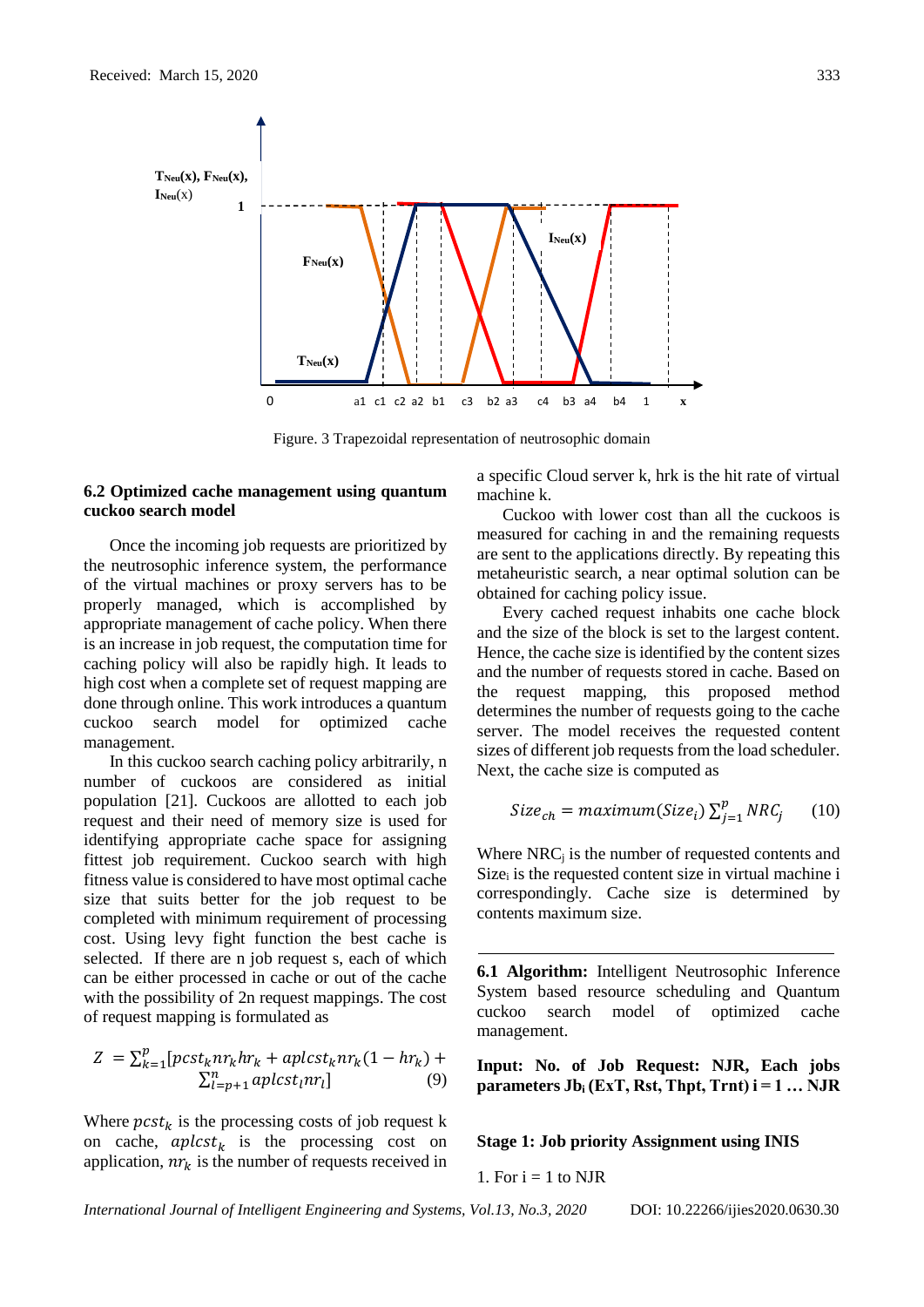Figure. 3 Trapezoidal representation of neutrosophic domain

### 6.2 Optimized cache management using quantum cuckoo search model

Once the incoming job requests are prioritized by the neutrosophic inference system, the performance of the virtual machines or proxy servers has to be properly managed, which is accomplished by appropriate management of cache policy. When there is an increase in job request, the computation time for caching policy will also be rapidly high. It leads to high cost when a complete set of request mapping are done through online. This work introduces a quantum cuckoo search model for optimized cache management.

In this cuckoo search caching policy arbitrarily, n number of cuckoos are considered as initial population [21]. Cuckoos are allotted to each job request and their need of memory size is used for identifying appropriate cache space for assigning fittest job requirement. Cuckoo search with high fitness value is considered to have most optimal cache size that suits better for the job request to be completed with minimum requirement of processing cost. Using levy fight function the best cache is selected. If there are n job request s, each of which can be either processed in cache or out of the cache with the possibility of 2n request mappings. The cost of request mapping is formulated as

$$Z = \sum_{k=1}^{p} [pcst_k nr_k hr_k + aplcst_k nr_k (1 - hr_k) + \sum_{l=p+1}^{n} aplcst_l nr_l] \quad (9)$$

Where $pcst_k$ is the processing costs of job request k on cache, $aplcst_k$ is the processing cost on application, $nr_k$ is the number of requests received in a specific Cloud server k, hrk is the hit rate of virtual machine k.

Cuckoo with lower cost than all the cuckoos is measured for caching in and the remaining requests are sent to the applications directly. By repeating this metaheuristic search, a near optimal solution can be obtained for caching policy issue.

Every cached request inhabits one cache block and the size of the block is set to the largest content. Hence, the cache size is identified by the content sizes and the number of requests stored in cache. Based on the request mapping, this proposed method determines the number of requests going to the cache server. The model receives the requested content sizes of different job requests from the load scheduler. Next, the cache size is computed as

$$Size_{ch} = maximum(Size_i) \sum_{j=1}^{p} NRC_j \quad (10)$$

Where $NRC_j$ is the number of requested contents and $Size_i$ is the requested content size in virtual machine i correspondingly. Cache size is determined by contents maximum size.

---

**6.1 Algorithm:** Intelligent Neutrosophic Inference System based resource scheduling and Quantum cuckoo search model of optimized cache management.

**Input: No. of Job Request: NJR, Each jobs parameters $Jb_i$ (ExT, Rst, Thpt, Trnt) i = 1 … NJR**

**Stage 1: Job priority Assignment using INIS**

1. For i = 1 to NJR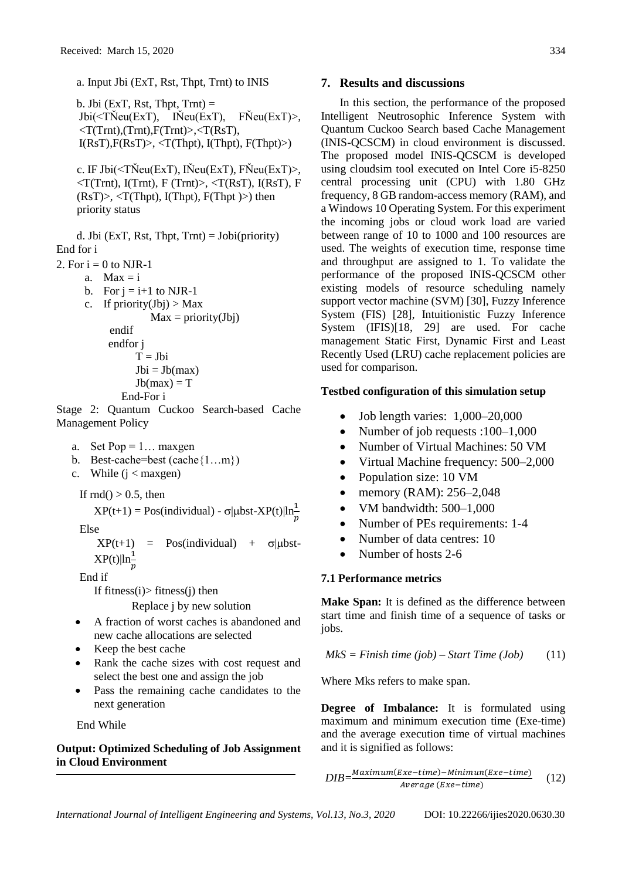a. Input Jbi (ExT, Rst, Thpt, Trnt) to INIS

b. Jbi (ExT, Rst, Thpt, Trnt) = Jbi(<TŇeu(ExT), IŇeu(ExT), FŇeu(ExT)>, <T(Trnt),(Trnt),F(Trnt)>,<T(RsT), I(RsT),F(RsT)>, <T(Thpt), I(Thpt), F(Thpt)>)

c. IF Jbi(<TŇeu(ExT), IŇeu(ExT), FŇeu(ExT)>, <T(Trnt), I(Trnt), F (Trnt)>, <T(RsT), I(RsT), F (RsT)>, <T(Thpt), I(Thpt), F(Thpt )>) then priority status

d. Jbi (ExT, Rst, Thpt, Trnt) = Jobi(priority)

End for i

2. For i = 0 to NJR-1

a. Max = i

b. For j = i+1 to NJR-1

c. If priority(Jbj) > Max

Max = priority(Jbj)

endif

endfor j

T = Jbi

Jbi = Jb(max)

Jb(max) = T

End-For i

Stage 2: Quantum Cuckoo Search-based Cache Management Policy

a. Set Pop = 1… maxgen

b. Best-cache=best (cache{1…m})

c. While (j < maxgen)

If rnd() > 0.5, then

$XP(t+1) = Pos(individual) - \sigma|\mu bst\text{-}XP(t)|\ln\frac{1}{p}$

Else

$XP(t+1) = Pos(individual) + \sigma|\mu bst\text{-}XP(t)|\ln\frac{1}{p}$

End if

If fitness(i)> fitness(j) then

Replace j by new solution

- A fraction of worst caches is abandoned and new cache allocations are selected
- Keep the best cache
- Rank the cache sizes with cost request and select the best one and assign the job
- Pass the remaining cache candidates to the next generation

End While

**Output: Optimized Scheduling of Job Assignment in Cloud Environment**

## 7. Results and discussions

In this section, the performance of the proposed Intelligent Neutrosophic Inference System with Quantum Cuckoo Search based Cache Management (INIS-QCSCM) in cloud environment is discussed. The proposed model INIS-QCSCM is developed using cloudsim tool executed on Intel Core i5-8250 central processing unit (CPU) with 1.80 GHz frequency, 8 GB random-access memory (RAM), and a Windows 10 Operating System. For this experiment the incoming jobs or cloud work load are varied between range of 10 to 1000 and 100 resources are used. The weights of execution time, response time and throughput are assigned to 1. To validate the performance of the proposed INIS-QCSCM other existing models of resource scheduling namely support vector machine (SVM) [30], Fuzzy Inference System (FIS) [28], Intuitionistic Fuzzy Inference System (IFIS)[18, 29] are used. For cache management Static First, Dynamic First and Least Recently Used (LRU) cache replacement policies are used for comparison.

**Testbed configuration of this simulation setup**

- Job length varies: 1,000–20,000
- Number of job requests :100–1,000
- Number of Virtual Machines: 50 VM
- Virtual Machine frequency: 500–2,000
- Population size: 10 VM
- memory (RAM): 256–2,048
- VM bandwidth: 500–1,000
- Number of PEs requirements: 1-4
- Number of data centres: 10
- Number of hosts 2-6

### 7.1 Performance metrics

**Make Span:** It is defined as the difference between start time and finish time of a sequence of tasks or jobs.

$$MkS = Finish\ time\ (job) - Start\ Time\ (Job) \tag{11}$$

Where Mks refers to make span.

**Degree of Imbalance:** It is formulated using maximum and minimum execution time (Exe-time) and the average execution time of virtual machines and it is signified as follows:

$$DIB = \frac{Maximum(Exe-time) - Minimun(Exe-time)}{Average\ (Exe-time)} \tag{12}$$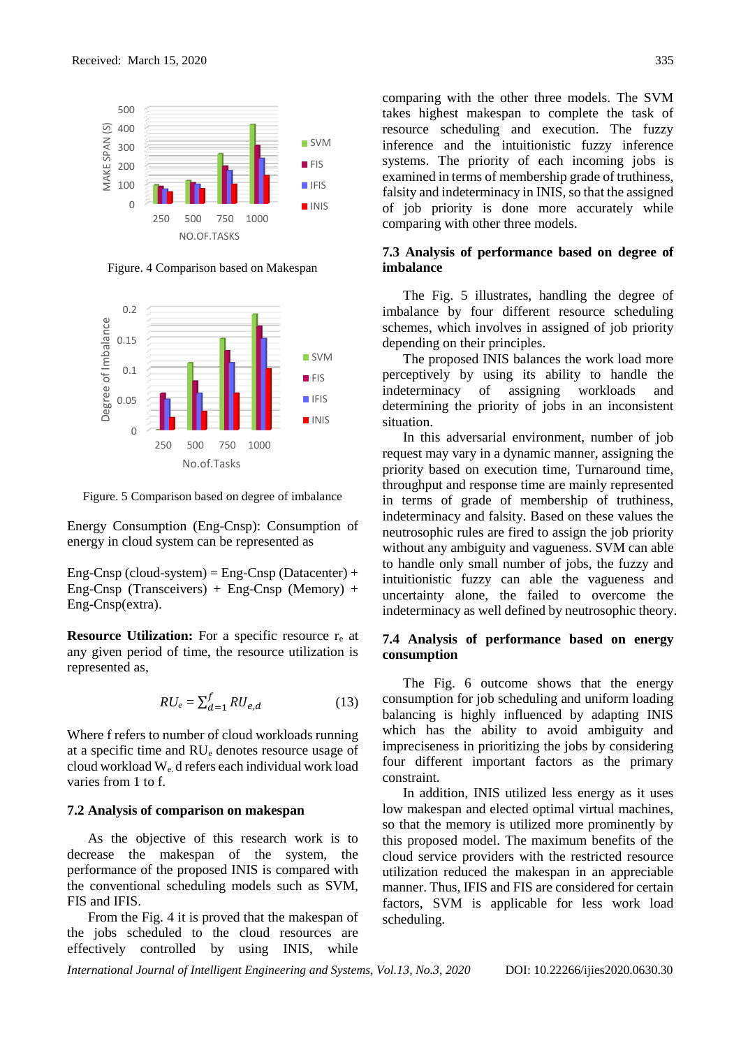Figure. 4 Comparison based on Makespan

Figure. 5 Comparison based on degree of imbalance

Energy Consumption (Eng-Cnsp): Consumption of energy in cloud system can be represented as

Eng-Cnsp (cloud-system) = Eng-Cnsp (Datacenter) + Eng-Cnsp (Transceivers) + Eng-Cnsp (Memory) + Eng-Cnsp(extra).

**Resource Utilization:** For a specific resource $r_e$ at any given period of time, the resource utilization is represented as,

$$RU_e = \sum_{d=1}^{f} RU_{e,d} \tag{13}$$

Where f refers to number of cloud workloads running at a specific time and $RU_e$ denotes resource usage of cloud workload $W_e$. d refers each individual work load varies from 1 to f.

### 7.2 Analysis of comparison on makespan

As the objective of this research work is to decrease the makespan of the system, the performance of the proposed INIS is compared with the conventional scheduling models such as SVM, FIS and IFIS.

From the Fig. 4 it is proved that the makespan of the jobs scheduled to the cloud resources are effectively controlled by using INIS, while comparing with the other three models. The SVM takes highest makespan to complete the task of resource scheduling and execution. The fuzzy inference and the intuitionistic fuzzy inference systems. The priority of each incoming jobs is examined in terms of membership grade of truthiness, falsity and indeterminacy in INIS, so that the assigned of job priority is done more accurately while comparing with other three models.

### 7.3 Analysis of performance based on degree of imbalance

The Fig. 5 illustrates, handling the degree of imbalance by four different resource scheduling schemes, which involves in assigned of job priority depending on their principles.

The proposed INIS balances the work load more perceptively by using its ability to handle the indeterminacy of assigning workloads and determining the priority of jobs in an inconsistent situation.

In this adversarial environment, number of job request may vary in a dynamic manner, assigning the priority based on execution time, Turnaround time, throughput and response time are mainly represented in terms of grade of membership of truthiness, indeterminacy and falsity. Based on these values the neutrosophic rules are fired to assign the job priority without any ambiguity and vagueness. SVM can able to handle only small number of jobs, the fuzzy and intuitionistic fuzzy can able the vagueness and uncertainty alone, the failed to overcome the indeterminacy as well defined by neutrosophic theory.

### 7.4 Analysis of performance based on energy consumption

The Fig. 6 outcome shows that the energy consumption for job scheduling and uniform loading balancing is highly influenced by adapting INIS which has the ability to avoid ambiguity and impreciseness in prioritizing the jobs by considering four different important factors as the primary constraint.

In addition, INIS utilized less energy as it uses low makespan and elected optimal virtual machines, so that the memory is utilized more prominently by this proposed model. The maximum benefits of the cloud service providers with the restricted resource utilization reduced the makespan in an appreciable manner. Thus, IFIS and FIS are considered for certain factors, SVM is applicable for less work load scheduling.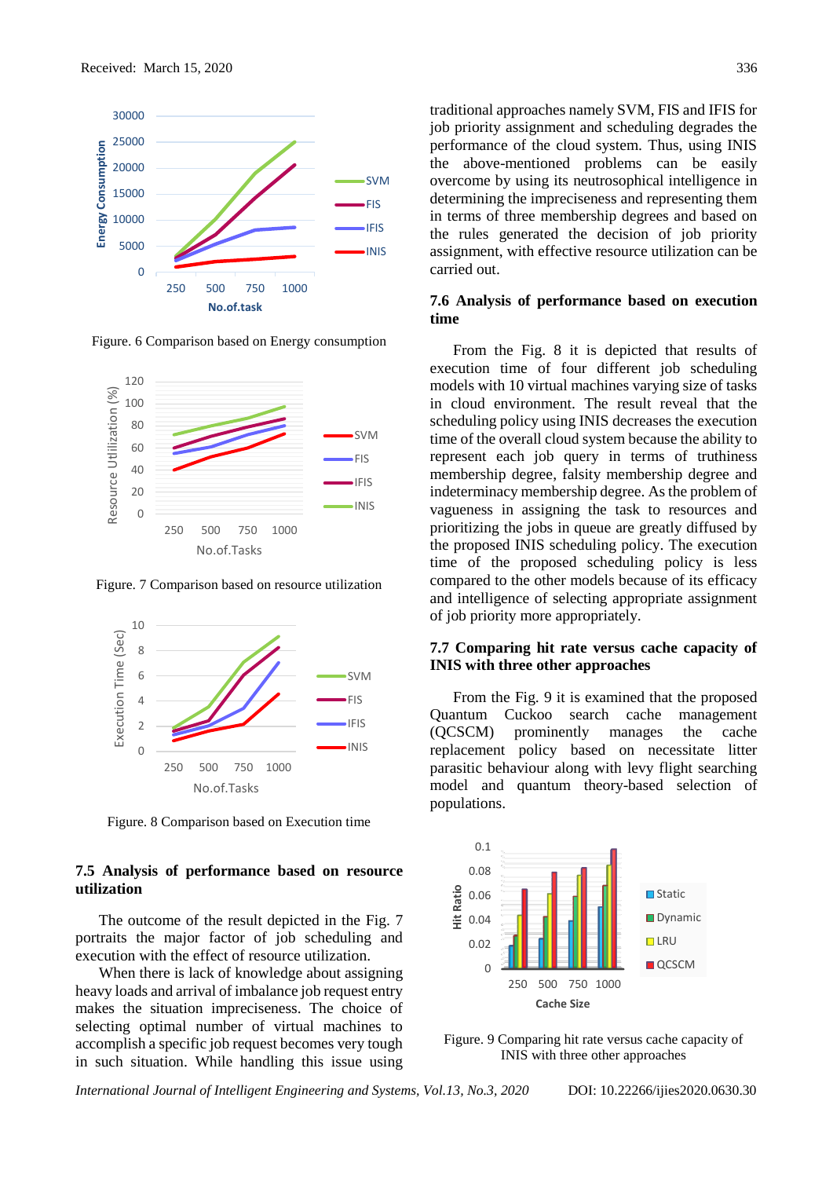Figure. 6 Comparison based on Energy consumption

Figure. 7 Comparison based on resource utilization

Figure. 8 Comparison based on Execution time

### 7.5 Analysis of performance based on resource utilization

The outcome of the result depicted in the Fig. 7 portraits the major factor of job scheduling and execution with the effect of resource utilization.

When there is lack of knowledge about assigning heavy loads and arrival of imbalance job request entry makes the situation impreciseness. The choice of selecting optimal number of virtual machines to accomplish a specific job request becomes very tough in such situation. While handling this issue using traditional approaches namely SVM, FIS and IFIS for job priority assignment and scheduling degrades the performance of the cloud system. Thus, using INIS the above-mentioned problems can be easily overcome by using its neutrosophical intelligence in determining the impreciseness and representing them in terms of three membership degrees and based on the rules generated the decision of job priority assignment, with effective resource utilization can be carried out.

### 7.6 Analysis of performance based on execution time

From the Fig. 8 it is depicted that results of execution time of four different job scheduling models with 10 virtual machines varying size of tasks in cloud environment. The result reveal that the scheduling policy using INIS decreases the execution time of the overall cloud system because the ability to represent each job query in terms of truthiness membership degree, falsity membership degree and indeterminacy membership degree. As the problem of vagueness in assigning the task to resources and prioritizing the jobs in queue are greatly diffused by the proposed INIS scheduling policy. The execution time of the proposed scheduling policy is less compared to the other models because of its efficacy and intelligence of selecting appropriate assignment of job priority more appropriately.

### 7.7 Comparing hit rate versus cache capacity of INIS with three other approaches

From the Fig. 9 it is examined that the proposed Quantum Cuckoo search cache management (QCSCM) prominently manages the cache replacement policy based on necessitate litter parasitic behaviour along with levy flight searching model and quantum theory-based selection of populations.

Figure. 9 Comparing hit rate versus cache capacity of INIS with three other approaches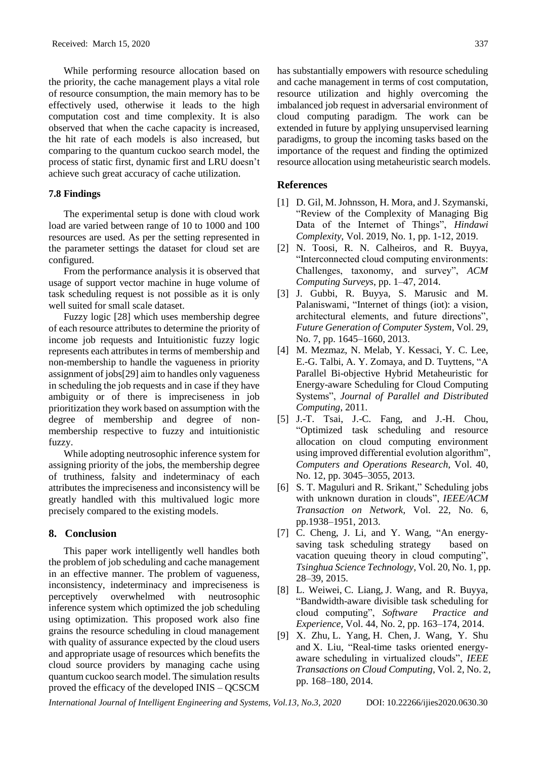While performing resource allocation based on the priority, the cache management plays a vital role of resource consumption, the main memory has to be effectively used, otherwise it leads to the high computation cost and time complexity. It is also observed that when the cache capacity is increased, the hit rate of each models is also increased, but comparing to the quantum cuckoo search model, the process of static first, dynamic first and LRU doesn't achieve such great accuracy of cache utilization.

### 7.8 Findings

The experimental setup is done with cloud work load are varied between range of 10 to 1000 and 100 resources are used. As per the setting represented in the parameter settings the dataset for cloud set are configured.

From the performance analysis it is observed that usage of support vector machine in huge volume of task scheduling request is not possible as it is only well suited for small scale dataset.

Fuzzy logic [28] which uses membership degree of each resource attributes to determine the priority of income job requests and Intuitionistic fuzzy logic represents each attributes in terms of membership and non-membership to handle the vagueness in priority assignment of jobs[29] aim to handles only vagueness in scheduling the job requests and in case if they have ambiguity or of there is impreciseness in job prioritization they work based on assumption with the degree of membership and degree of non-membership respective to fuzzy and intuitionistic fuzzy.

While adopting neutrosophic inference system for assigning priority of the jobs, the membership degree of truthiness, falsity and indeterminacy of each attributes the impreciseness and inconsistency will be greatly handled with this multivalued logic more precisely compared to the existing models.

## 8. Conclusion

This paper work intelligently well handles both the problem of job scheduling and cache management in an effective manner. The problem of vagueness, inconsistency, indeterminacy and impreciseness is perceptively overwhelmed with neutrosophic inference system which optimized the job scheduling using optimization. This proposed work also fine grains the resource scheduling in cloud management with quality of assurance expected by the cloud users and appropriate usage of resources which benefits the cloud source providers by managing cache using quantum cuckoo search model. The simulation results proved the efficacy of the developed INIS – QCSCM has substantially empowers with resource scheduling and cache management in terms of cost computation, resource utilization and highly overcoming the imbalanced job request in adversarial environment of cloud computing paradigm. The work can be extended in future by applying unsupervised learning paradigms, to group the incoming tasks based on the importance of the request and finding the optimized resource allocation using metaheuristic search models.

## References

[1] D. Gil, M. Johnsson, H. Mora, and J. Szymanski, "Review of the Complexity of Managing Big Data of the Internet of Things", *Hindawi Complexity*, Vol. 2019, No. 1, pp. 1-12, 2019.

[2] N. Toosi, R. N. Calheiros, and R. Buyya, "Interconnected cloud computing environments: Challenges, taxonomy, and survey", *ACM Computing Surveys*, pp. 1–47, 2014.

[3] J. Gubbi, R. Buyya, S. Marusic and M. Palaniswami, "Internet of things (iot): a vision, architectural elements, and future directions", *Future Generation of Computer System*, Vol. 29, No. 7, pp. 1645–1660, 2013.

[4] M. Mezmaz, N. Melab, Y. Kessaci, Y. C. Lee, E.-G. Talbi, A. Y. Zomaya, and D. Tuyttens, "A Parallel Bi-objective Hybrid Metaheuristic for Energy-aware Scheduling for Cloud Computing Systems", *Journal of Parallel and Distributed Computing*, 2011.

[5] J.-T. Tsai, J.-C. Fang, and J.-H. Chou, "Optimized task scheduling and resource allocation on cloud computing environment using improved differential evolution algorithm", *Computers and Operations Research*, Vol. 40, No. 12, pp. 3045–3055, 2013.

[6] S. T. Maguluri and R. Srikant," Scheduling jobs with unknown duration in clouds", *IEEE/ACM Transaction on Network*, Vol. 22, No. 6, pp.1938–1951, 2013.

[7] C. Cheng, J. Li, and Y. Wang, "An energy-saving task scheduling strategy based on vacation queuing theory in cloud computing", *Tsinghua Science Technology*, Vol. 20, No. 1, pp. 28–39, 2015.

[8] L. Weiwei, C. Liang, J. Wang, and R. Buyya, "Bandwidth-aware divisible task scheduling for cloud computing", *Software Practice and Experience*, Vol. 44, No. 2, pp. 163–174, 2014.

[9] X. Zhu, L. Yang, H. Chen, J. Wang, Y. Shu and X. Liu, "Real-time tasks oriented energy-aware scheduling in virtualized clouds", *IEEE Transactions on Cloud Computing*, Vol. 2, No. 2, pp. 168–180, 2014.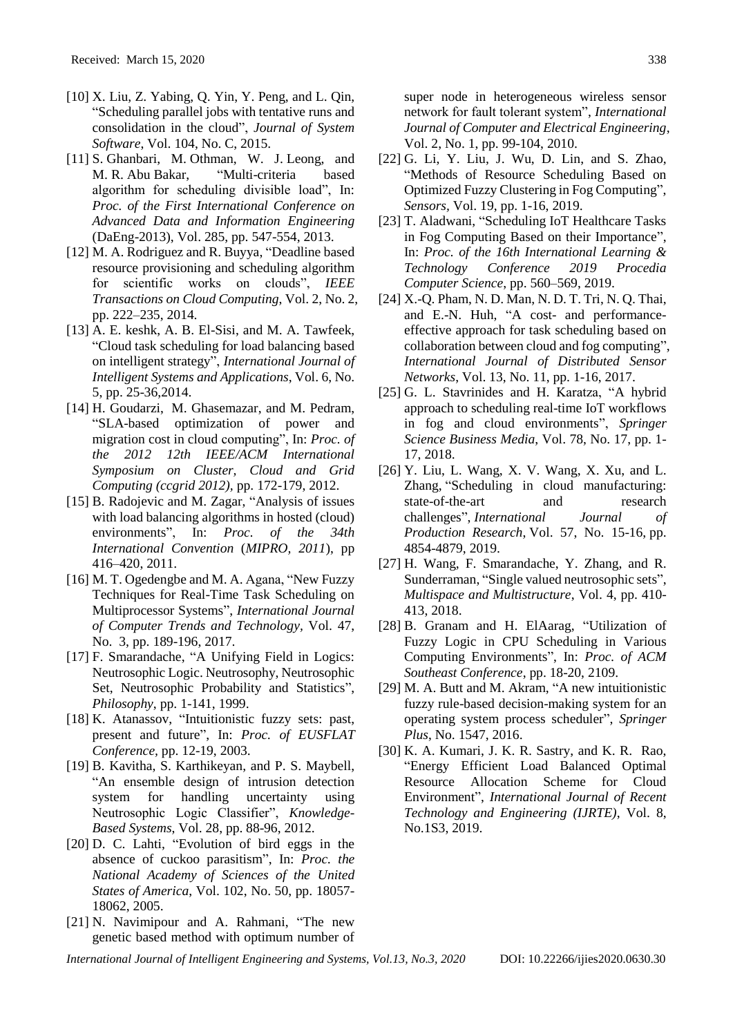[10] X. Liu, Z. Yabing, Q. Yin, Y. Peng, and L. Qin, "Scheduling parallel jobs with tentative runs and consolidation in the cloud", *Journal of System Software*, Vol. 104, No. C, 2015.

[11] S. Ghanbari, M. Othman, W. J. Leong, and M. R. Abu Bakar, "Multi-criteria based algorithm for scheduling divisible load", In: *Proc. of the First International Conference on Advanced Data and Information Engineering* (DaEng-2013), Vol. 285, pp. 547-554, 2013.

[12] M. A. Rodriguez and R. Buyya, "Deadline based resource provisioning and scheduling algorithm for scientific works on clouds", *IEEE Transactions on Cloud Computing*, Vol. 2, No. 2, pp. 222–235, 2014.

[13] A. E. keshk, A. B. El-Sisi, and M. A. Tawfeek, "Cloud task scheduling for load balancing based on intelligent strategy", *International Journal of Intelligent Systems and Applications*, Vol. 6, No. 5, pp. 25-36,2014.

[14] H. Goudarzi, M. Ghasemazar, and M. Pedram, "SLA-based optimization of power and migration cost in cloud computing", In: *Proc. of the 2012 12th IEEE/ACM International Symposium on Cluster, Cloud and Grid Computing (ccgrid 2012)*, pp. 172-179, 2012.

[15] B. Radojevic and M. Zagar, "Analysis of issues with load balancing algorithms in hosted (cloud) environments", In: *Proc. of the 34th International Convention* (*MIPRO, 2011*), pp 416–420, 2011.

[16] M. T. Ogedengbe and M. A. Agana, "New Fuzzy Techniques for Real-Time Task Scheduling on Multiprocessor Systems", *International Journal of Computer Trends and Technology*, Vol. 47, No. 3, pp. 189-196, 2017.

[17] F. Smarandache, "A Unifying Field in Logics: Neutrosophic Logic. Neutrosophy, Neutrosophic Set, Neutrosophic Probability and Statistics", *Philosophy*, pp. 1-141, 1999.

[18] K. Atanassov, "Intuitionistic fuzzy sets: past, present and future", In: *Proc. of EUSFLAT Conference*, pp. 12-19, 2003.

[19] B. Kavitha, S. Karthikeyan, and P. S. Maybell, "An ensemble design of intrusion detection system for handling uncertainty using Neutrosophic Logic Classifier", *Knowledge-Based Systems*, Vol. 28, pp. 88-96, 2012.

[20] D. C. Lahti, "Evolution of bird eggs in the absence of cuckoo parasitism", In: *Proc. the National Academy of Sciences of the United States of America*, Vol. 102, No. 50, pp. 18057-18062, 2005.

[21] N. Navimipour and A. Rahmani, "The new genetic based method with optimum number of super node in heterogeneous wireless sensor network for fault tolerant system", *International Journal of Computer and Electrical Engineering*, Vol. 2, No. 1, pp. 99-104, 2010.

[22] G. Li, Y. Liu, J. Wu, D. Lin, and S. Zhao, "Methods of Resource Scheduling Based on Optimized Fuzzy Clustering in Fog Computing", *Sensors*, Vol. 19, pp. 1-16, 2019.

[23] T. Aladwani, "Scheduling IoT Healthcare Tasks in Fog Computing Based on their Importance", In: *Proc. of the 16th International Learning & Technology Conference 2019 Procedia Computer Science*, pp. 560–569, 2019.

[24] X.-Q. Pham, N. D. Man, N. D. T. Tri, N. Q. Thai, and E.-N. Huh, "A cost- and performance-effective approach for task scheduling based on collaboration between cloud and fog computing", *International Journal of Distributed Sensor Networks*, Vol. 13, No. 11, pp. 1-16, 2017.

[25] G. L. Stavrinides and H. Karatza, "A hybrid approach to scheduling real-time IoT workflows in fog and cloud environments", *Springer Science Business Media*, Vol. 78, No. 17, pp. 1-17, 2018.

[26] Y. Liu, L. Wang, X. V. Wang, X. Xu, and L. Zhang, "Scheduling in cloud manufacturing: state-of-the-art and research challenges", *International Journal of Production Research*, Vol. 57, No. 15-16, pp. 4854-4879, 2019.

[27] H. Wang, F. Smarandache, Y. Zhang, and R. Sunderraman, "Single valued neutrosophic sets", *Multispace and Multistructure*, Vol. 4, pp. 410-413, 2018.

[28] B. Granam and H. ElAarag, "Utilization of Fuzzy Logic in CPU Scheduling in Various Computing Environments", In: *Proc. of ACM Southeast Conference*, pp. 18-20, 2109.

[29] M. A. Butt and M. Akram, "A new intuitionistic fuzzy rule-based decision-making system for an operating system process scheduler", *Springer Plus*, No. 1547, 2016.

[30] K. A. Kumari, J. K. R. Sastry, and K. R. Rao, "Energy Efficient Load Balanced Optimal Resource Allocation Scheme for Cloud Environment", *International Journal of Recent Technology and Engineering (IJRTE)*, Vol. 8, No.1S3, 2019.